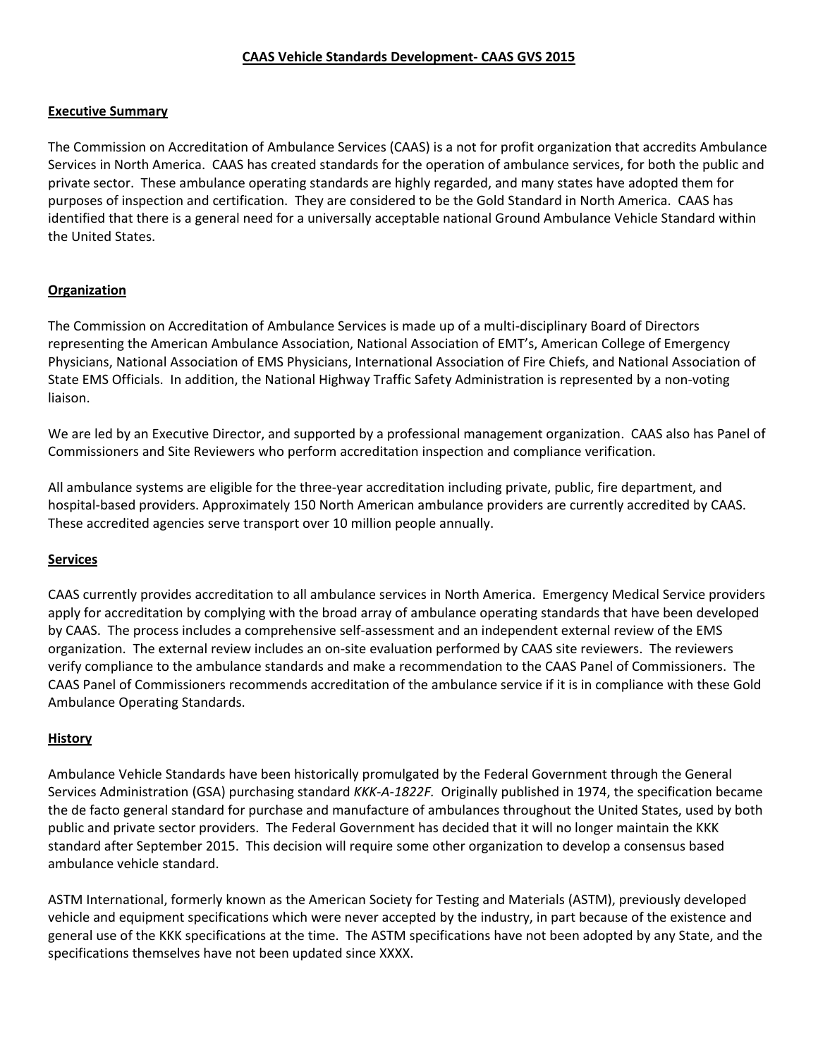# CAAS Vehicle Standards Development- CAAS GVS 2015

## Executive Summary

The Commission on Accreditation of Ambulance Services (CAAS) is a not for profit organization that accredits Ambulance Services in North America. CAAS has created standards for the operation of ambulance services, for both the public and private sector. These ambulance operating standards are highly regarded, and many states have adopted them for purposes of inspection and certification. They are considered to be the Gold Standard in North America. CAAS has identified that there is a general need for a universally acceptable national Ground Ambulance Vehicle Standard within the United States.

## Organization

The Commission on Accreditation of Ambulance Services is made up of a multi-disciplinary Board of Directors representing the American Ambulance Association, National Association of EMT's, American College of Emergency Physicians, National Association of EMS Physicians, International Association of Fire Chiefs, and National Association of State EMS Officials. In addition, the National Highway Traffic Safety Administration is represented by a non-voting liaison.

We are led by an Executive Director, and supported by a professional management organization. CAAS also has Panel of Commissioners and Site Reviewers who perform accreditation inspection and compliance verification.

All ambulance systems are eligible for the three-year accreditation including private, public, fire department, and hospital-based providers. Approximately 150 North American ambulance providers are currently accredited by CAAS. These accredited agencies serve transport over 10 million people annually.

## Services

CAAS currently provides accreditation to all ambulance services in North America. Emergency Medical Service providers apply for accreditation by complying with the broad array of ambulance operating standards that have been developed by CAAS. The process includes a comprehensive self-assessment and an independent external review of the EMS organization. The external review includes an on-site evaluation performed by CAAS site reviewers. The reviewers verify compliance to the ambulance standards and make a recommendation to the CAAS Panel of Commissioners. The CAAS Panel of Commissioners recommends accreditation of the ambulance service if it is in compliance with these Gold Ambulance Operating Standards.

## History

Ambulance Vehicle Standards have been historically promulgated by the Federal Government through the General Services Administration (GSA) purchasing standard *KKK-A-1822F.* Originally published in 1974, the specification became the de facto general standard for purchase and manufacture of ambulances throughout the United States, used by both public and private sector providers. The Federal Government has decided that it will no longer maintain the KKK standard after September 2015. This decision will require some other organization to develop a consensus based ambulance vehicle standard.

ASTM International, formerly known as the American Society for Testing and Materials (ASTM), previously developed vehicle and equipment specifications which were never accepted by the industry, in part because of the existence and general use of the KKK specifications at the time. The ASTM specifications have not been adopted by any State, and the specifications themselves have not been updated since XXXX.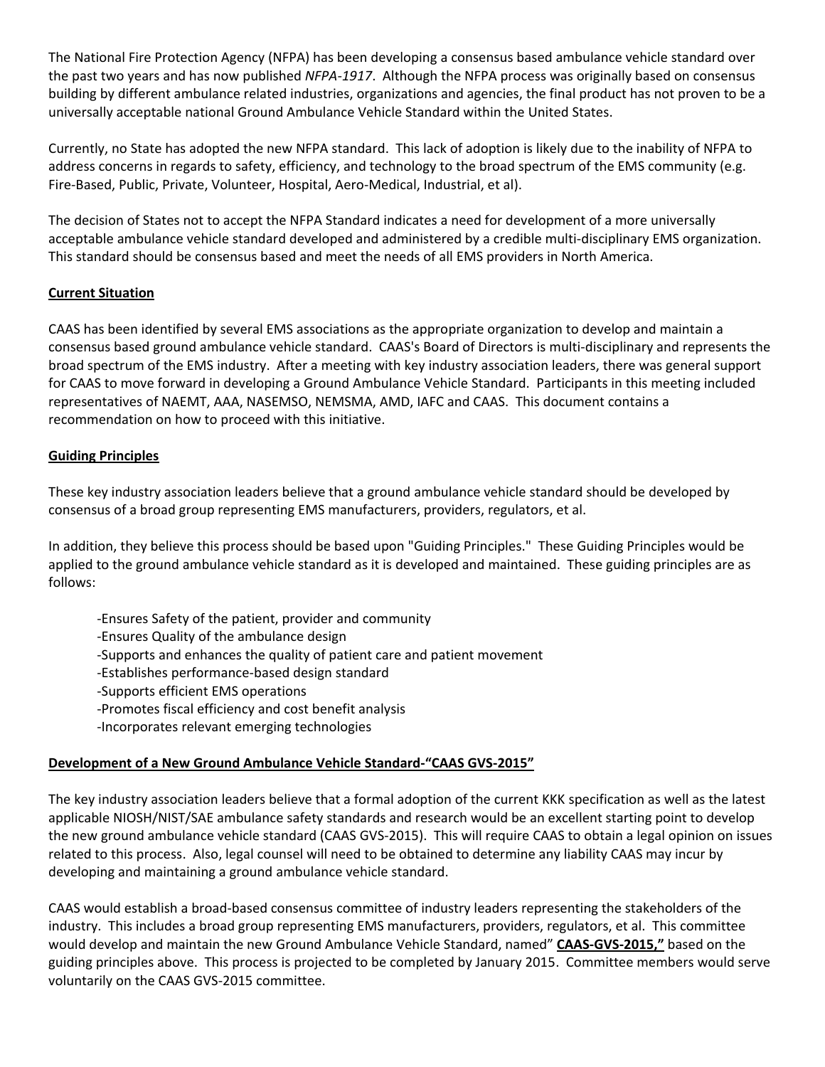The National Fire Protection Agency (NFPA) has been developing a consensus based ambulance vehicle standard over the past two years and has now published *NFPA-1917*. Although the NFPA process was originally based on consensus building by different ambulance related industries, organizations and agencies, the final product has not proven to be a universally acceptable national Ground Ambulance Vehicle Standard within the United States.

Currently, no State has adopted the new NFPA standard. This lack of adoption is likely due to the inability of NFPA to address concerns in regards to safety, efficiency, and technology to the broad spectrum of the EMS community (e.g. Fire-Based, Public, Private, Volunteer, Hospital, Aero-Medical, Industrial, et al).

The decision of States not to accept the NFPA Standard indicates a need for development of a more universally acceptable ambulance vehicle standard developed and administered by a credible multi-disciplinary EMS organization. This standard should be consensus based and meet the needs of all EMS providers in North America.

## Current Situation

CAAS has been identified by several EMS associations as the appropriate organization to develop and maintain a consensus based ground ambulance vehicle standard. CAAS's Board of Directors is multi-disciplinary and represents the broad spectrum of the EMS industry. After a meeting with key industry association leaders, there was general support for CAAS to move forward in developing a Ground Ambulance Vehicle Standard. Participants in this meeting included representatives of NAEMT, AAA, NASEMSO, NEMSMA, AMD, IAFC and CAAS. This document contains a recommendation on how to proceed with this initiative.

## Guiding Principles

These key industry association leaders believe that a ground ambulance vehicle standard should be developed by consensus of a broad group representing EMS manufacturers, providers, regulators, et al.

In addition, they believe this process should be based upon "Guiding Principles." These Guiding Principles would be applied to the ground ambulance vehicle standard as it is developed and maintained. These guiding principles are as follows:

- Ensures Safety of the patient, provider and community
- Ensures Quality of the ambulance design
- Supports and enhances the quality of patient care and patient movement
- Establishes performance-based design standard
- Supports efficient EMS operations
- Promotes fiscal efficiency and cost benefit analysis
- Incorporates relevant emerging technologies

## Development of a New Ground Ambulance Vehicle Standard-"CAAS GVS-2015"

The key industry association leaders believe that a formal adoption of the current KKK specification as well as the latest applicable NIOSH/NIST/SAE ambulance safety standards and research would be an excellent starting point to develop the new ground ambulance vehicle standard (CAAS GVS-2015). This will require CAAS to obtain a legal opinion on issues related to this process. Also, legal counsel will need to be obtained to determine any liability CAAS may incur by developing and maintaining a ground ambulance vehicle standard.

CAAS would establish a broad-based consensus committee of industry leaders representing the stakeholders of the industry. This includes a broad group representing EMS manufacturers, providers, regulators, et al. This committee would develop and maintain the new Ground Ambulance Vehicle Standard, named" **CAAS-GVS-2015,"** based on the guiding principles above. This process is projected to be completed by January 2015. Committee members would serve voluntarily on the CAAS GVS-2015 committee.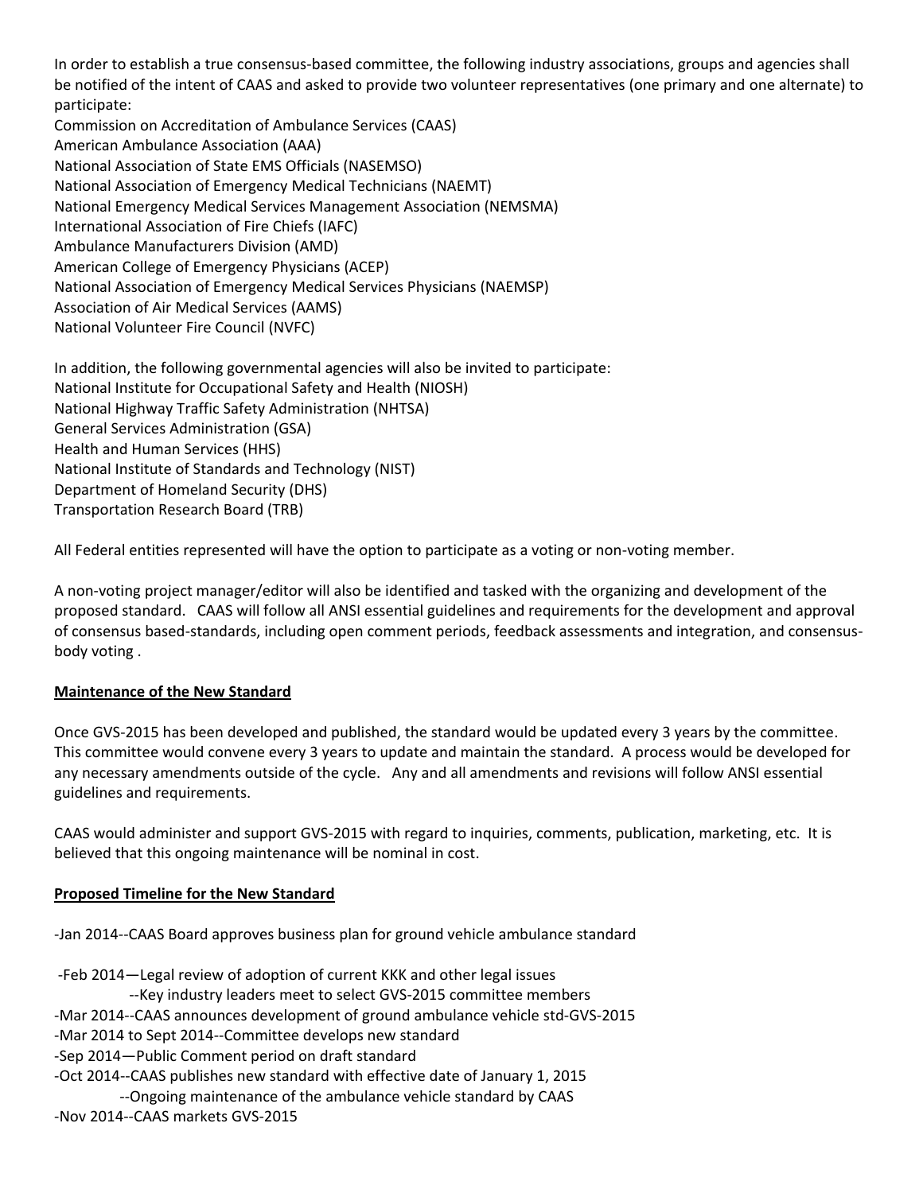In order to establish a true consensus-based committee, the following industry associations, groups and agencies shall be notified of the intent of CAAS and asked to provide two volunteer representatives (one primary and one alternate) to participate:

Commission on Accreditation of Ambulance Services (CAAS)
American Ambulance Association (AAA)
National Association of State EMS Officials (NASEMSO)
National Association of Emergency Medical Technicians (NAEMT)
National Emergency Medical Services Management Association (NEMSMA)
International Association of Fire Chiefs (IAFC)
Ambulance Manufacturers Division (AMD)
American College of Emergency Physicians (ACEP)
National Association of Emergency Medical Services Physicians (NAEMSP)
Association of Air Medical Services (AAMS)
National Volunteer Fire Council (NVFC)

In addition, the following governmental agencies will also be invited to participate:
National Institute for Occupational Safety and Health (NIOSH)
National Highway Traffic Safety Administration (NHTSA)
General Services Administration (GSA)
Health and Human Services (HHS)
National Institute of Standards and Technology (NIST)
Department of Homeland Security (DHS)
Transportation Research Board (TRB)

All Federal entities represented will have the option to participate as a voting or non-voting member.

A non-voting project manager/editor will also be identified and tasked with the organizing and development of the proposed standard. CAAS will follow all ANSI essential guidelines and requirements for the development and approval of consensus based-standards, including open comment periods, feedback assessments and integration, and consensus-body voting .

**Maintenance of the New Standard**

Once GVS-2015 has been developed and published, the standard would be updated every 3 years by the committee. This committee would convene every 3 years to update and maintain the standard. A process would be developed for any necessary amendments outside of the cycle. Any and all amendments and revisions will follow ANSI essential guidelines and requirements.

CAAS would administer and support GVS-2015 with regard to inquiries, comments, publication, marketing, etc. It is believed that this ongoing maintenance will be nominal in cost.

**Proposed Timeline for the New Standard**

-Jan 2014--CAAS Board approves business plan for ground vehicle ambulance standard

-Feb 2014—Legal review of adoption of current KKK and other legal issues
--Key industry leaders meet to select GVS-2015 committee members
-Mar 2014--CAAS announces development of ground ambulance vehicle std-GVS-2015
-Mar 2014 to Sept 2014--Committee develops new standard
-Sep 2014—Public Comment period on draft standard
-Oct 2014--CAAS publishes new standard with effective date of January 1, 2015
--Ongoing maintenance of the ambulance vehicle standard by CAAS
-Nov 2014--CAAS markets GVS-2015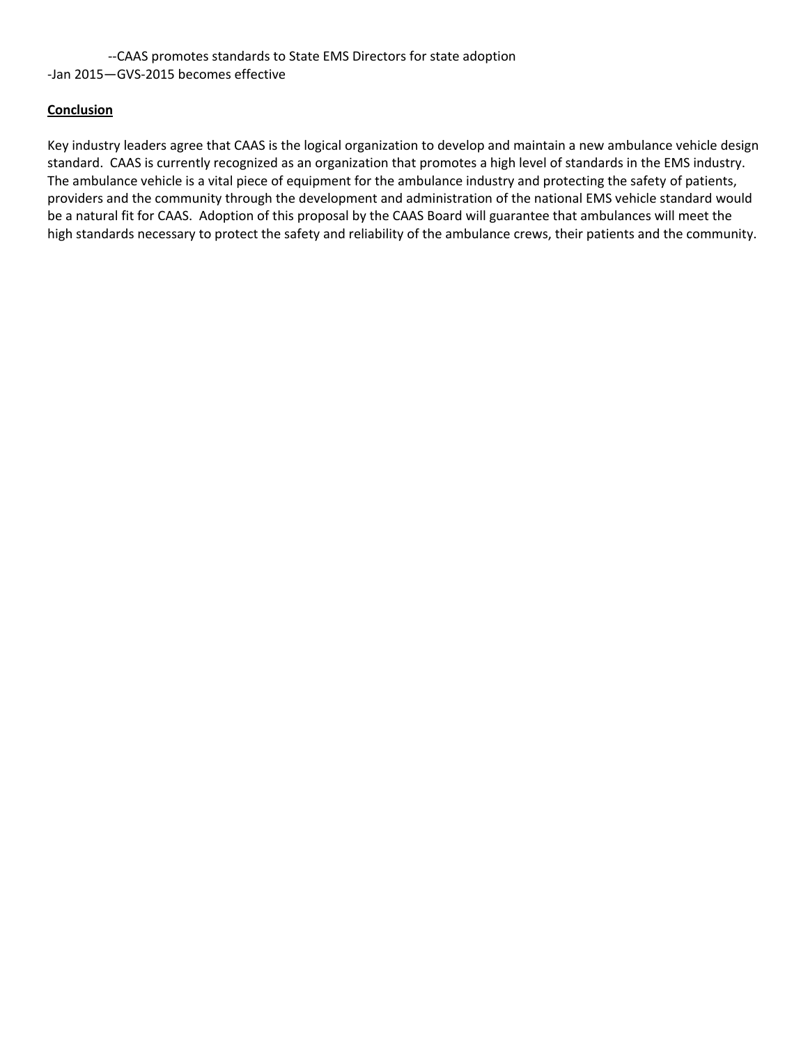--CAAS promotes standards to State EMS Directors for state adoption

-Jan 2015—GVS-2015 becomes effective

**<u>Conclusion</u>**

Key industry leaders agree that CAAS is the logical organization to develop and maintain a new ambulance vehicle design standard. CAAS is currently recognized as an organization that promotes a high level of standards in the EMS industry. The ambulance vehicle is a vital piece of equipment for the ambulance industry and protecting the safety of patients, providers and the community through the development and administration of the national EMS vehicle standard would be a natural fit for CAAS. Adoption of this proposal by the CAAS Board will guarantee that ambulances will meet the high standards necessary to protect the safety and reliability of the ambulance crews, their patients and the community.